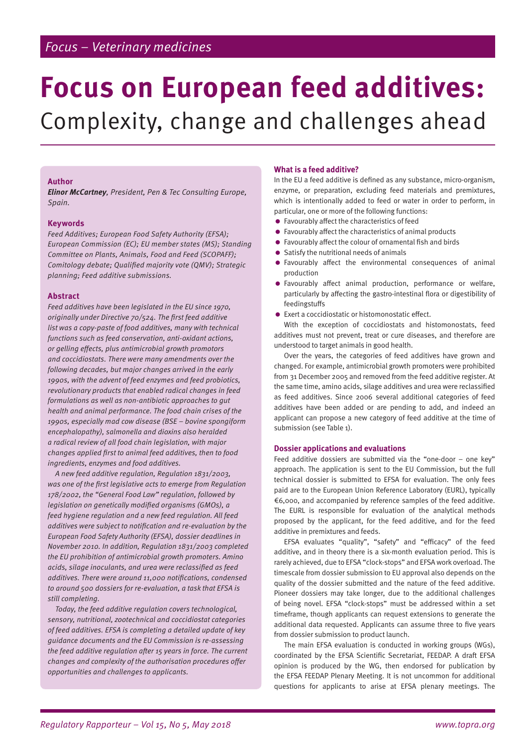*Focus – Veterinary medicines*

# Focus on European feed additives: Complexity, change and challenges ahead

### Author

***Elinor McCartney**, President, Pen & Tec Consulting Europe, Spain.*

### Keywords

*Feed Additives; European Food Safety Authority (EFSA); European Commission (EC); EU member states (MS); Standing Committee on Plants, Animals, Food and Feed (SCOPAFF); Comitology debate; Qualified majority vote (QMV); Strategic planning; Feed additive submissions.*

### Abstract

*Feed additives have been legislated in the EU since 1970, originally under Directive 70/524. The first feed additive list was a copy-paste of food additives, many with technical functions such as feed conservation, anti-oxidant actions, or gelling effects, plus antimicrobial growth promotors and coccidiostats. There were many amendments over the following decades, but major changes arrived in the early 1990s, with the advent of feed enzymes and feed probiotics, revolutionary products that enabled radical changes in feed formulations as well as non-antibiotic approaches to gut health and animal performance. The food chain crises of the 1990s, especially mad cow disease (BSE – bovine spongiform encephalopathy), salmonella and dioxins also heralded a radical review of all food chain legislation, with major changes applied first to animal feed additives, then to food ingredients, enzymes and food additives.*

*A new feed additive regulation, Regulation 1831/2003, was one of the first legislative acts to emerge from Regulation 178/2002, the "General Food Law" regulation, followed by legislation on genetically modified organisms (GMOs), a feed hygiene regulation and a new feed regulation. All feed additives were subject to notification and re-evaluation by the European Food Safety Authority (EFSA), dossier deadlines in November 2010. In addition, Regulation 1831/2003 completed the EU prohibition of antimicrobial growth promoters. Amino acids, silage inoculants, and urea were reclassified as feed additives. There were around 11,000 notifications, condensed to around 500 dossiers for re-evaluation, a task that EFSA is still completing.*

*Today, the feed additive regulation covers technological, sensory, nutritional, zootechnical and coccidiostat categories of feed additives. EFSA is completing a detailed update of key guidance documents and the EU Commission is re-assessing the feed additive regulation after 15 years in force. The current changes and complexity of the authorisation procedures offer opportunities and challenges to applicants.*

## What is a feed additive?

In the EU a feed additive is defined as any substance, micro-organism, enzyme, or preparation, excluding feed materials and premixtures, which is intentionally added to feed or water in order to perform, in particular, one or more of the following functions:

- Favourably affect the characteristics of feed
- Favourably affect the characteristics of animal products
- Favourably affect the colour of ornamental fish and birds
- Satisfy the nutritional needs of animals
- Favourably affect the environmental consequences of animal production
- Favourably affect animal production, performance or welfare, particularly by affecting the gastro-intestinal flora or digestibility of feedingstuffs
- Exert a coccidiostatic or histomonostatic effect.

With the exception of coccidiostats and histomonostats, feed additives must not prevent, treat or cure diseases, and therefore are understood to target animals in good health.

Over the years, the categories of feed additives have grown and changed. For example, antimicrobial growth promoters were prohibited from 31 December 2005 and removed from the feed additive register. At the same time, amino acids, silage additives and urea were reclassified as feed additives. Since 2006 several additional categories of feed additives have been added or are pending to add, and indeed an applicant can propose a new category of feed additive at the time of submission (see Table 1).

## Dossier applications and evaluations

Feed additive dossiers are submitted via the "one-door – one key" approach. The application is sent to the EU Commission, but the full technical dossier is submitted to EFSA for evaluation. The only fees paid are to the European Union Reference Laboratory (EURL), typically €6,000, and accompanied by reference samples of the feed additive. The EURL is responsible for evaluation of the analytical methods proposed by the applicant, for the feed additive, and for the feed additive in premixtures and feeds.

EFSA evaluates "quality", "safety" and "efficacy" of the feed additive, and in theory there is a six-month evaluation period. This is rarely achieved, due to EFSA "clock-stops" and EFSA work overload. The timescale from dossier submission to EU approval also depends on the quality of the dossier submitted and the nature of the feed additive. Pioneer dossiers may take longer, due to the additional challenges of being novel. EFSA "clock-stops" must be addressed within a set timeframe, though applicants can request extensions to generate the additional data requested. Applicants can assume three to five years from dossier submission to product launch.

The main EFSA evaluation is conducted in working groups (WGs), coordinated by the EFSA Scientific Secretariat, FEEDAP. A draft EFSA opinion is produced by the WG, then endorsed for publication by the EFSA FEEDAP Plenary Meeting. It is not uncommon for additional questions for applicants to arise at EFSA plenary meetings. The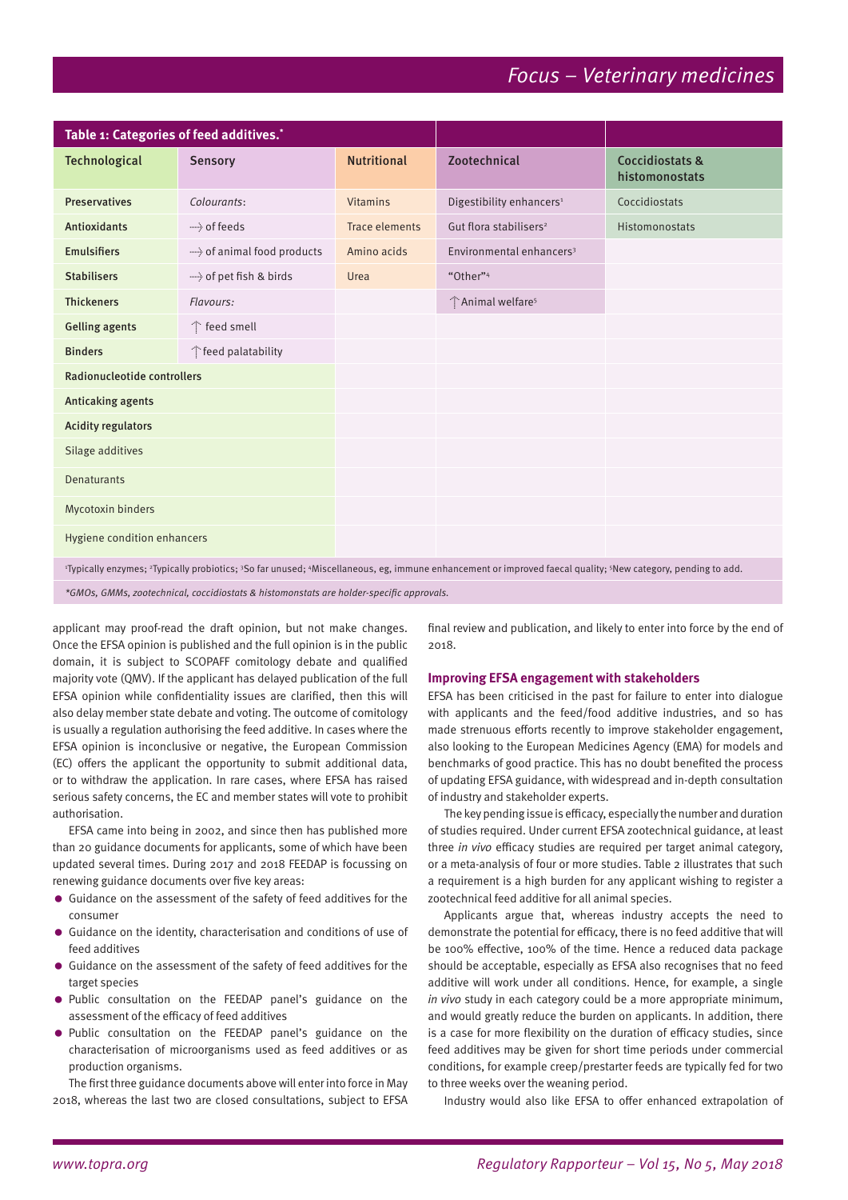**Table 1: Categories of feed additives.***

| Technological | Sensory | Nutritional | Zootechnical | Coccidiostats & histomonostats |
|---|---|---|---|---|
| **Preservatives** | *Colourants*: | Vitamins | Digestibility enhancers[1] | Coccidiostats |
| **Antioxidants** | ⟶ of feeds | Trace elements | Gut flora stabilisers[2] | Histomonostats |
| **Emulsifiers** | ⟶ of animal food products | Amino acids | Environmental enhancers[3] | |
| **Stabilisers** | ⟶ of pet fish & birds | Urea | "Other"[4] | |
| **Thickeners** | *Flavours:* | | ↑ Animal welfare[5] | |
| **Gelling agents** | ↑ feed smell | | | |
| **Binders** | ↑ feed palatability | | | |
| **Radionucleotide controllers** | | | | |
| **Anticaking agents** | | | | |
| **Acidity regulators** | | | | |
| Silage additives | | | | |
| Denaturants | | | | |
| Mycotoxin binders | | | | |
| Hygiene condition enhancers | | | | |

[1]Typically enzymes; [2]Typically probiotics; [3]So far unused; [4]Miscellaneous, eg, immune enhancement or improved faecal quality; [5]New category, pending to add.

*\*GMOs, GMMs, zootechnical, coccidiostats & histomonstats are holder-specific approvals.*

applicant may proof-read the draft opinion, but not make changes. Once the EFSA opinion is published and the full opinion is in the public domain, it is subject to SCOPAFF comitology debate and qualified majority vote (QMV). If the applicant has delayed publication of the full EFSA opinion while confidentiality issues are clarified, then this will also delay member state debate and voting. The outcome of comitology is usually a regulation authorising the feed additive. In cases where the EFSA opinion is inconclusive or negative, the European Commission (EC) offers the applicant the opportunity to submit additional data, or to withdraw the application. In rare cases, where EFSA has raised serious safety concerns, the EC and member states will vote to prohibit authorisation.

EFSA came into being in 2002, and since then has published more than 20 guidance documents for applicants, some of which have been updated several times. During 2017 and 2018 FEEDAP is focussing on renewing guidance documents over five key areas:

- Guidance on the assessment of the safety of feed additives for the consumer
- Guidance on the identity, characterisation and conditions of use of feed additives
- Guidance on the assessment of the safety of feed additives for the target species
- Public consultation on the FEEDAP panel's guidance on the assessment of the efficacy of feed additives
- Public consultation on the FEEDAP panel's guidance on the characterisation of microorganisms used as feed additives or as production organisms.

The first three guidance documents above will enter into force in May 2018, whereas the last two are closed consultations, subject to EFSA final review and publication, and likely to enter into force by the end of 2018.

### Improving EFSA engagement with stakeholders

EFSA has been criticised in the past for failure to enter into dialogue with applicants and the feed/food additive industries, and so has made strenuous efforts recently to improve stakeholder engagement, also looking to the European Medicines Agency (EMA) for models and benchmarks of good practice. This has no doubt benefited the process of updating EFSA guidance, with widespread and in-depth consultation of industry and stakeholder experts.

The key pending issue is efficacy, especially the number and duration of studies required. Under current EFSA zootechnical guidance, at least three *in vivo* efficacy studies are required per target animal category, or a meta-analysis of four or more studies. Table 2 illustrates that such a requirement is a high burden for any applicant wishing to register a zootechnical feed additive for all animal species.

Applicants argue that, whereas industry accepts the need to demonstrate the potential for efficacy, there is no feed additive that will be 100% effective, 100% of the time. Hence a reduced data package should be acceptable, especially as EFSA also recognises that no feed additive will work under all conditions. Hence, for example, a single *in vivo* study in each category could be a more appropriate minimum, and would greatly reduce the burden on applicants. In addition, there is a case for more flexibility on the duration of efficacy studies, since feed additives may be given for short time periods under commercial conditions, for example creep/prestarter feeds are typically fed for two to three weeks over the weaning period.

Industry would also like EFSA to offer enhanced extrapolation of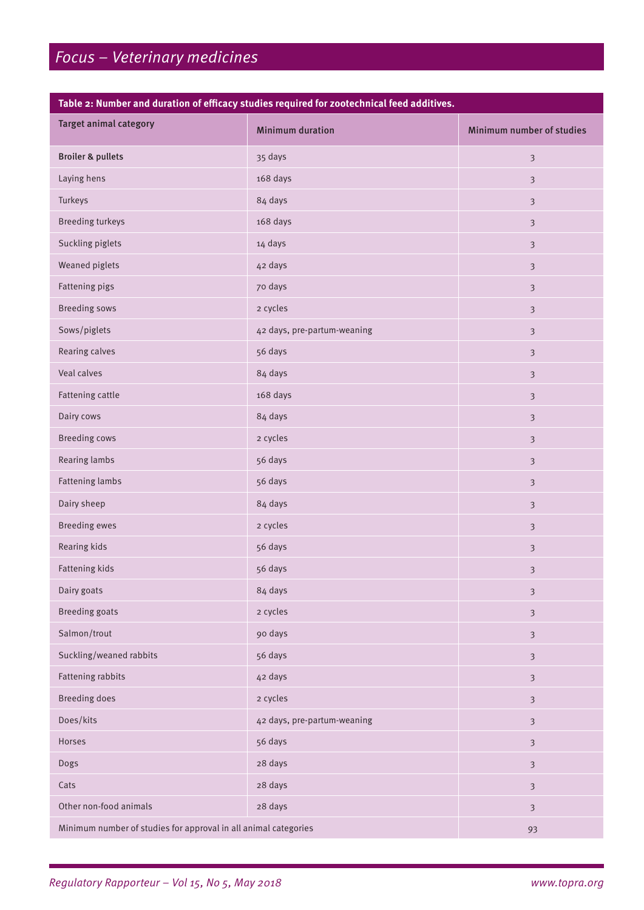**Table 2: Number and duration of efficacy studies required for zootechnical feed additives.**

| Target animal category | Minimum duration | Minimum number of studies |
|---|---|---|
| Broiler & pullets | 35 days | 3 |
| Laying hens | 168 days | 3 |
| Turkeys | 84 days | 3 |
| Breeding turkeys | 168 days | 3 |
| Suckling piglets | 14 days | 3 |
| Weaned piglets | 42 days | 3 |
| Fattening pigs | 70 days | 3 |
| Breeding sows | 2 cycles | 3 |
| Sows/piglets | 42 days, pre-partum-weaning | 3 |
| Rearing calves | 56 days | 3 |
| Veal calves | 84 days | 3 |
| Fattening cattle | 168 days | 3 |
| Dairy cows | 84 days | 3 |
| Breeding cows | 2 cycles | 3 |
| Rearing lambs | 56 days | 3 |
| Fattening lambs | 56 days | 3 |
| Dairy sheep | 84 days | 3 |
| Breeding ewes | 2 cycles | 3 |
| Rearing kids | 56 days | 3 |
| Fattening kids | 56 days | 3 |
| Dairy goats | 84 days | 3 |
| Breeding goats | 2 cycles | 3 |
| Salmon/trout | 90 days | 3 |
| Suckling/weaned rabbits | 56 days | 3 |
| Fattening rabbits | 42 days | 3 |
| Breeding does | 2 cycles | 3 |
| Does/kits | 42 days, pre-partum-weaning | 3 |
| Horses | 56 days | 3 |
| Dogs | 28 days | 3 |
| Cats | 28 days | 3 |
| Other non-food animals | 28 days | 3 |
| Minimum number of studies for approval in all animal categories | | 93 |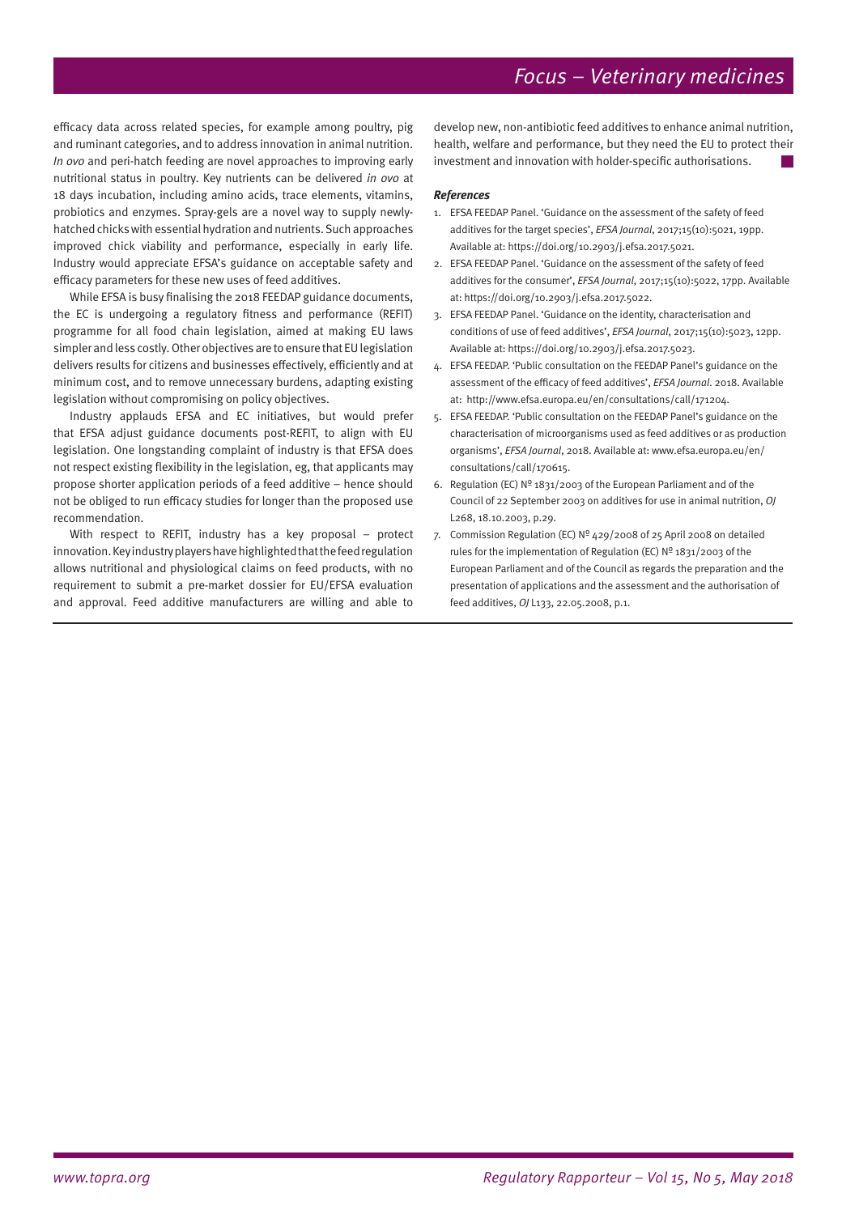efficacy data across related species, for example among poultry, pig and ruminant categories, and to address innovation in animal nutrition. *In ovo* and peri-hatch feeding are novel approaches to improving early nutritional status in poultry. Key nutrients can be delivered *in ovo* at 18 days incubation, including amino acids, trace elements, vitamins, probiotics and enzymes. Spray-gels are a novel way to supply newly-hatched chicks with essential hydration and nutrients. Such approaches improved chick viability and performance, especially in early life. Industry would appreciate EFSA's guidance on acceptable safety and efficacy parameters for these new uses of feed additives.

While EFSA is busy finalising the 2018 FEEDAP guidance documents, the EC is undergoing a regulatory fitness and performance (REFIT) programme for all food chain legislation, aimed at making EU laws simpler and less costly. Other objectives are to ensure that EU legislation delivers results for citizens and businesses effectively, efficiently and at minimum cost, and to remove unnecessary burdens, adapting existing legislation without compromising on policy objectives.

Industry applauds EFSA and EC initiatives, but would prefer that EFSA adjust guidance documents post-REFIT, to align with EU legislation. One longstanding complaint of industry is that EFSA does not respect existing flexibility in the legislation, eg, that applicants may propose shorter application periods of a feed additive – hence should not be obliged to run efficacy studies for longer than the proposed use recommendation.

With respect to REFIT, industry has a key proposal – protect innovation. Key industry players have highlighted that the feed regulation allows nutritional and physiological claims on feed products, with no requirement to submit a pre-market dossier for EU/EFSA evaluation and approval. Feed additive manufacturers are willing and able to develop new, non-antibiotic feed additives to enhance animal nutrition, health, welfare and performance, but they need the EU to protect their investment and innovation with holder-specific authorisations.

***References***

1. EFSA FEEDAP Panel. 'Guidance on the assessment of the safety of feed additives for the target species', *EFSA Journal*, 2017;15(10):5021, 19pp. Available at: https://doi.org/10.2903/j.efsa.2017.5021.
2. EFSA FEEDAP Panel. 'Guidance on the assessment of the safety of feed additives for the consumer', *EFSA Journal*, 2017;15(10):5022, 17pp. Available at: https://doi.org/10.2903/j.efsa.2017.5022.
3. EFSA FEEDAP Panel. 'Guidance on the identity, characterisation and conditions of use of feed additives', *EFSA Journal*, 2017;15(10):5023, 12pp. Available at: https://doi.org/10.2903/j.efsa.2017.5023.
4. EFSA FEEDAP. 'Public consultation on the FEEDAP Panel's guidance on the assessment of the efficacy of feed additives', *EFSA Journal*. 2018. Available at: http://www.efsa.europa.eu/en/consultations/call/171204.
5. EFSA FEEDAP. 'Public consultation on the FEEDAP Panel's guidance on the characterisation of microorganisms used as feed additives or as production organisms', *EFSA Journal*, 2018. Available at: www.efsa.europa.eu/en/consultations/call/170615.
6. Regulation (EC) Nº 1831/2003 of the European Parliament and of the Council of 22 September 2003 on additives for use in animal nutrition, *OJ* L268, 18.10.2003, p.29.
7. Commission Regulation (EC) Nº 429/2008 of 25 April 2008 on detailed rules for the implementation of Regulation (EC) Nº 1831/2003 of the European Parliament and of the Council as regards the preparation and the presentation of applications and the assessment and the authorisation of feed additives, *OJ* L133, 22.05.2008, p.1.